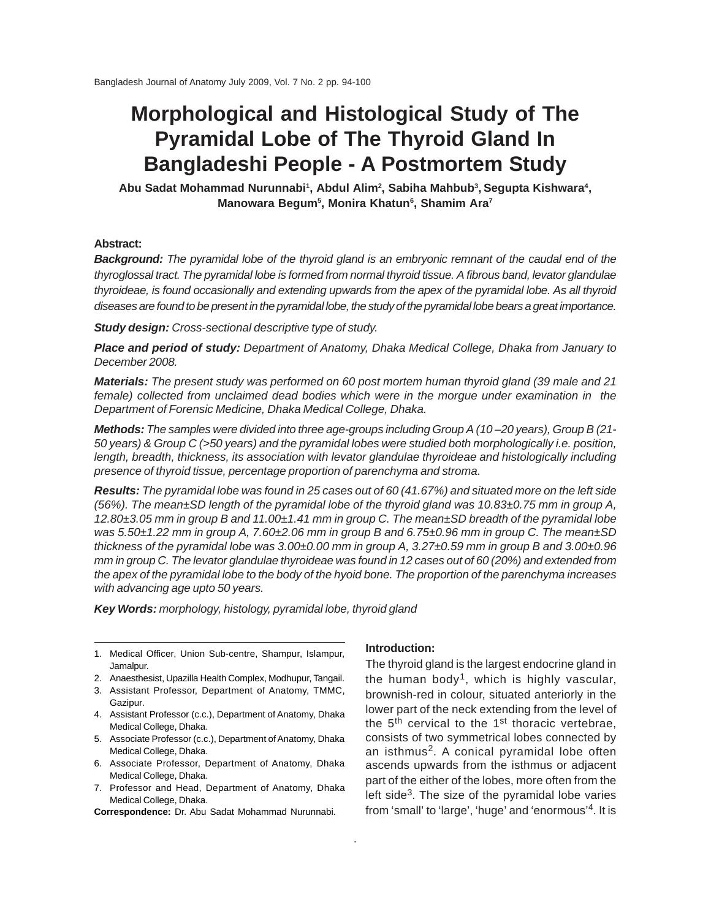# Morphological and Histological Study of The Pyramidal Lobe of The Thyroid Gland In Bangladeshi People - A Postmortem Study

**Abu Sadat Mohammad Nurunnabi[1], Abdul Alim[2], Sabiha Mahbub[3], Segupta Kishwara[4], Manowara Begum[5], Monira Khatun[6], Shamim Ara[7]**

**Abstract:**

***Background:*** *The pyramidal lobe of the thyroid gland is an embryonic remnant of the caudal end of the thyroglossal tract. The pyramidal lobe is formed from normal thyroid tissue. A fibrous band, levator glandulae thyroideae, is found occasionally and extending upwards from the apex of the pyramidal lobe. As all thyroid diseases are found to be present in the pyramidal lobe, the study of the pyramidal lobe bears a great importance.*

***Study design:*** *Cross-sectional descriptive type of study.*

***Place and period of study:*** *Department of Anatomy, Dhaka Medical College, Dhaka from January to December 2008.*

***Materials:*** *The present study was performed on 60 post mortem human thyroid gland (39 male and 21 female) collected from unclaimed dead bodies which were in the morgue under examination in the Department of Forensic Medicine, Dhaka Medical College, Dhaka.*

***Methods:*** *The samples were divided into three age-groups including Group A (10 –20 years), Group B (21-50 years) & Group C (>50 years) and the pyramidal lobes were studied both morphologically i.e. position, length, breadth, thickness, its association with levator glandulae thyroideae and histologically including presence of thyroid tissue, percentage proportion of parenchyma and stroma.*

***Results:*** *The pyramidal lobe was found in 25 cases out of 60 (41.67%) and situated more on the left side (56%). The mean±SD length of the pyramidal lobe of the thyroid gland was 10.83±0.75 mm in group A, 12.80±3.05 mm in group B and 11.00±1.41 mm in group C. The mean±SD breadth of the pyramidal lobe was 5.50±1.22 mm in group A, 7.60±2.06 mm in group B and 6.75±0.96 mm in group C. The mean±SD thickness of the pyramidal lobe was 3.00±0.00 mm in group A, 3.27±0.59 mm in group B and 3.00±0.96 mm in group C. The levator glandulae thyroideae was found in 12 cases out of 60 (20%) and extended from the apex of the pyramidal lobe to the body of the hyoid bone. The proportion of the parenchyma increases with advancing age upto 50 years.*

***Key Words:*** *morphology, histology, pyramidal lobe, thyroid gland*

1. Medical Officer, Union Sub-centre, Shampur, Islampur, Jamalpur.
2. Anaesthesist, Upazilla Health Complex, Modhupur, Tangail.
3. Assistant Professor, Department of Anatomy, TMMC, Gazipur.
4. Assistant Professor (c.c.), Department of Anatomy, Dhaka Medical College, Dhaka.
5. Associate Professor (c.c.), Department of Anatomy, Dhaka Medical College, Dhaka.
6. Associate Professor, Department of Anatomy, Dhaka Medical College, Dhaka.
7. Professor and Head, Department of Anatomy, Dhaka Medical College, Dhaka.

**Correspondence:** Dr. Abu Sadat Mohammad Nurunnabi.

## Introduction:

The thyroid gland is the largest endocrine gland in the human body[1], which is highly vascular, brownish-red in colour, situated anteriorly in the lower part of the neck extending from the level of the 5th cervical to the 1st thoracic vertebrae, consists of two symmetrical lobes connected by an isthmus[2]. A conical pyramidal lobe often ascends upwards from the isthmus or adjacent part of the either of the lobes, more often from the left side[3]. The size of the pyramidal lobe varies from 'small' to 'large', 'huge' and 'enormous'[4]. It is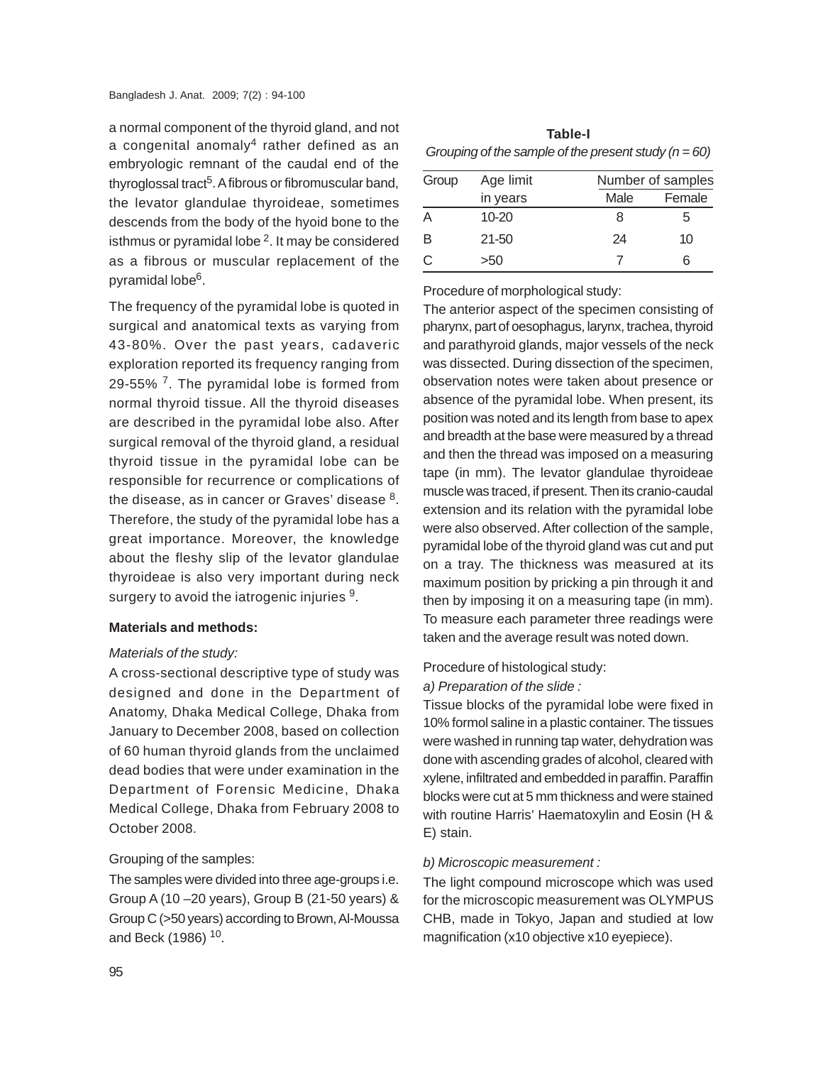a normal component of the thyroid gland, and not a congenital anomaly[4] rather defined as an embryologic remnant of the caudal end of the thyroglossal tract[5]. A fibrous or fibromuscular band, the levator glandulae thyroideae, sometimes descends from the body of the hyoid bone to the isthmus or pyramidal lobe [2]. It may be considered as a fibrous or muscular replacement of the pyramidal lobe[6].

The frequency of the pyramidal lobe is quoted in surgical and anatomical texts as varying from 43-80%. Over the past years, cadaveric exploration reported its frequency ranging from 29-55% [7]. The pyramidal lobe is formed from normal thyroid tissue. All the thyroid diseases are described in the pyramidal lobe also. After surgical removal of the thyroid gland, a residual thyroid tissue in the pyramidal lobe can be responsible for recurrence or complications of the disease, as in cancer or Graves' disease [8]. Therefore, the study of the pyramidal lobe has a great importance. Moreover, the knowledge about the fleshy slip of the levator glandulae thyroideae is also very important during neck surgery to avoid the iatrogenic injuries [9].

## Materials and methods:

*Materials of the study:*

A cross-sectional descriptive type of study was designed and done in the Department of Anatomy, Dhaka Medical College, Dhaka from January to December 2008, based on collection of 60 human thyroid glands from the unclaimed dead bodies that were under examination in the Department of Forensic Medicine, Dhaka Medical College, Dhaka from February 2008 to October 2008.

Grouping of the samples:

The samples were divided into three age-groups i.e. Group A (10 –20 years), Group B (21-50 years) & Group C (>50 years) according to Brown, Al-Moussa and Beck (1986) [10].

**Table-I**

*Grouping of the sample of the present study (n = 60)*

| Group | Age limit in years | Number of samples | |
|---|---|---|---|
| | | Male | Female |
| A | 10-20 | 8 | 5 |
| B | 21-50 | 24 | 10 |
| C | >50 | 7 | 6 |

Procedure of morphological study:

The anterior aspect of the specimen consisting of pharynx, part of oesophagus, larynx, trachea, thyroid and parathyroid glands, major vessels of the neck was dissected. During dissection of the specimen, observation notes were taken about presence or absence of the pyramidal lobe. When present, its position was noted and its length from base to apex and breadth at the base were measured by a thread and then the thread was imposed on a measuring tape (in mm). The levator glandulae thyroideae muscle was traced, if present. Then its cranio-caudal extension and its relation with the pyramidal lobe were also observed. After collection of the sample, pyramidal lobe of the thyroid gland was cut and put on a tray. The thickness was measured at its maximum position by pricking a pin through it and then by imposing it on a measuring tape (in mm). To measure each parameter three readings were taken and the average result was noted down.

Procedure of histological study:

*a) Preparation of the slide :*

Tissue blocks of the pyramidal lobe were fixed in 10% formol saline in a plastic container. The tissues were washed in running tap water, dehydration was done with ascending grades of alcohol, cleared with xylene, infiltrated and embedded in paraffin. Paraffin blocks were cut at 5 mm thickness and were stained with routine Harris' Haematoxylin and Eosin (H & E) stain.

*b) Microscopic measurement :*

The light compound microscope which was used for the microscopic measurement was OLYMPUS CHB, made in Tokyo, Japan and studied at low magnification (x10 objective x10 eyepiece).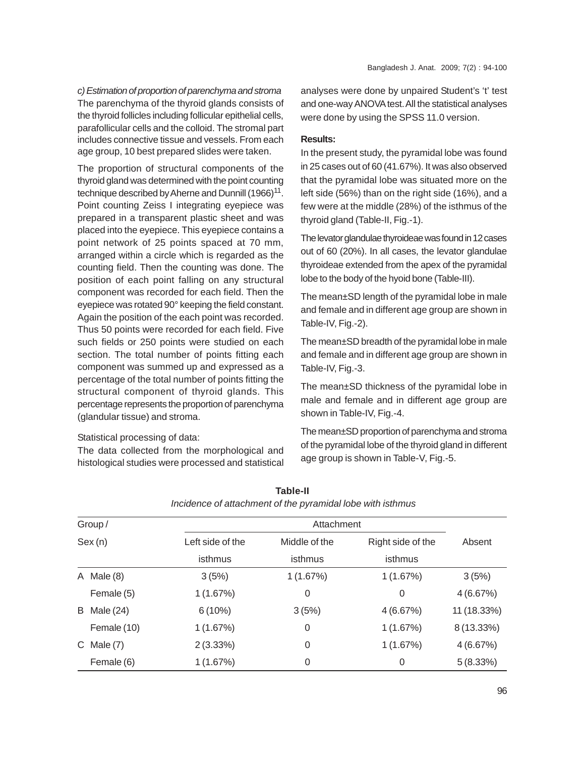*c) Estimation of proportion of parenchyma and stroma*

The parenchyma of the thyroid glands consists of the thyroid follicles including follicular epithelial cells, parafollicular cells and the colloid. The stromal part includes connective tissue and vessels. From each age group, 10 best prepared slides were taken.

The proportion of structural components of the thyroid gland was determined with the point counting technique described by Aherne and Dunnill (1966)[11]. Point counting Zeiss I integrating eyepiece was prepared in a transparent plastic sheet and was placed into the eyepiece. This eyepiece contains a point network of 25 points spaced at 70 mm, arranged within a circle which is regarded as the counting field. Then the counting was done. The position of each point falling on any structural component was recorded for each field. Then the eyepiece was rotated 90° keeping the field constant. Again the position of the each point was recorded. Thus 50 points were recorded for each field. Five such fields or 250 points were studied on each section. The total number of points fitting each component was summed up and expressed as a percentage of the total number of points fitting the structural component of thyroid glands. This percentage represents the proportion of parenchyma (glandular tissue) and stroma.

Statistical processing of data:

The data collected from the morphological and histological studies were processed and statistical analyses were done by unpaired Student's 't' test and one-way ANOVA test. All the statistical analyses were done by using the SPSS 11.0 version.

**Results:**

In the present study, the pyramidal lobe was found in 25 cases out of 60 (41.67%). It was also observed that the pyramidal lobe was situated more on the left side (56%) than on the right side (16%), and a few were at the middle (28%) of the isthmus of the thyroid gland (Table-II, Fig.-1).

The levator glandulae thyroideae was found in 12 cases out of 60 (20%). In all cases, the levator glandulae thyroideae extended from the apex of the pyramidal lobe to the body of the hyoid bone (Table-III).

The mean±SD length of the pyramidal lobe in male and female and in different age group are shown in Table-IV, Fig.-2).

The mean±SD breadth of the pyramidal lobe in male and female and in different age group are shown in Table-IV, Fig.-3.

The mean±SD thickness of the pyramidal lobe in male and female and in different age group are shown in Table-IV, Fig.-4.

The mean±SD proportion of parenchyma and stroma of the pyramidal lobe of the thyroid gland in different age group is shown in Table-V, Fig.-5.

**Table-II**

*Incidence of attachment of the pyramidal lobe with isthmus*

| Group / Sex (n) | | Attachment | | | Absent |
|---|---|---|---|---|---|
| | | Left side of the isthmus | Middle of the isthmus | Right side of the isthmus | |
| A | Male (8) | 3 (5%) | 1 (1.67%) | 1 (1.67%) | 3 (5%) |
| | Female (5) | 1 (1.67%) | 0 | 0 | 4 (6.67%) |
| B | Male (24) | 6 (10%) | 3 (5%) | 4 (6.67%) | 11 (18.33%) |
| | Female (10) | 1 (1.67%) | 0 | 1 (1.67%) | 8 (13.33%) |
| C | Male (7) | 2 (3.33%) | 0 | 1 (1.67%) | 4 (6.67%) |
| | Female (6) | 1 (1.67%) | 0 | 0 | 5 (8.33%) |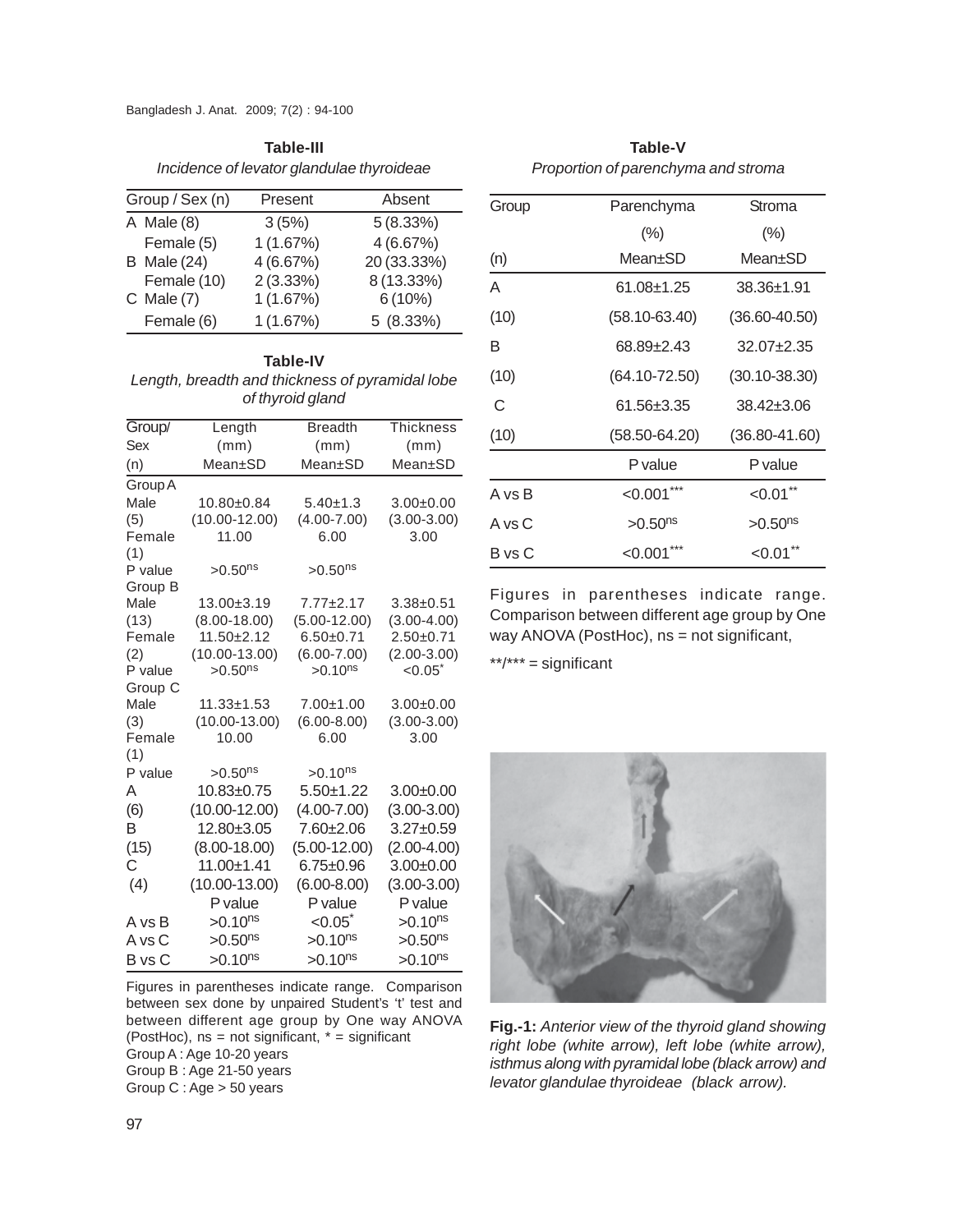**Table-III**

*Incidence of levator glandulae thyroideae*

| Group / Sex (n) | Present | Absent |
|---|---|---|
| A Male (8) | 3 (5%) | 5 (8.33%) |
| Female (5) | 1 (1.67%) | 4 (6.67%) |
| B Male (24) | 4 (6.67%) | 20 (33.33%) |
| Female (10) | 2 (3.33%) | 8 (13.33%) |
| C Male (7) | 1 (1.67%) | 6 (10%) |
| Female (6) | 1 (1.67%) | 5 (8.33%) |

**Table-IV**

*Length, breadth and thickness of pyramidal lobe of thyroid gland*

| Group/ Sex (n) | Length (mm) Mean±SD | Breadth (mm) Mean±SD | Thickness (mm) Mean±SD |
|---|---|---|---|
| Group A | | | |
| Male (5) | 10.80±0.84 (10.00-12.00) | 5.40±1.3 (4.00-7.00) | 3.00±0.00 (3.00-3.00) |
| Female (1) | 11.00 | 6.00 | 3.00 |
| P value | >0.50$^{ns}$ | >0.50$^{ns}$ | |
| Group B | | | |
| Male (13) | 13.00±3.19 (8.00-18.00) | 7.77±2.17 (5.00-12.00) | 3.38±0.51 (3.00-4.00) |
| Female (2) | 11.50±2.12 (10.00-13.00) | 6.50±0.71 (6.00-7.00) | 2.50±0.71 (2.00-3.00) |
| P value | >0.50$^{ns}$ | >0.10$^{ns}$ | <0.05$^{*}$ |
| Group C | | | |
| Male (3) | 11.33±1.53 (10.00-13.00) | 7.00±1.00 (6.00-8.00) | 3.00±0.00 (3.00-3.00) |
| Female (1) | 10.00 | 6.00 | 3.00 |
| P value | >0.50$^{ns}$ | >0.10$^{ns}$ | |
| A (6) | 10.83±0.75 (10.00-12.00) | 5.50±1.22 (4.00-7.00) | 3.00±0.00 (3.00-3.00) |
| B (15) | 12.80±3.05 (8.00-18.00) | 7.60±2.06 (5.00-12.00) | 3.27±0.59 (2.00-4.00) |
| C (4) | 11.00±1.41 (10.00-13.00) | 6.75±0.96 (6.00-8.00) | 3.00±0.00 (3.00-3.00) |
| | P value | P value | P value |
| A vs B | >0.10$^{ns}$ | <0.05$^{*}$ | >0.10$^{ns}$ |
| A vs C | >0.50$^{ns}$ | >0.10$^{ns}$ | >0.50$^{ns}$ |
| B vs C | >0.10$^{ns}$ | >0.10$^{ns}$ | >0.10$^{ns}$ |

Figures in parentheses indicate range. Comparison between sex done by unpaired Student's 't' test and between different age group by One way ANOVA (PostHoc), ns = not significant, * = significant

Group A : Age 10-20 years

Group B : Age 21-50 years

Group C : Age > 50 years

**Table-V**

*Proportion of parenchyma and stroma*

| Group (n) | Parenchyma (%) Mean±SD | Stroma (%) Mean±SD |
|---|---|---|
| A (10) | 61.08±1.25 (58.10-63.40) | 38.36±1.91 (36.60-40.50) |
| B (10) | 68.89±2.43 (64.10-72.50) | 32.07±2.35 (30.10-38.30) |
| C (10) | 61.56±3.35 (58.50-64.20) | 38.42±3.06 (36.80-41.60) |
| | P value | P value |
| A vs B | <0.001$^{***}$ | <0.01$^{**}$ |
| A vs C | >0.50$^{ns}$ | >0.50$^{ns}$ |
| B vs C | <0.001$^{***}$ | <0.01$^{**}$ |

Figures in parentheses indicate range. Comparison between different age group by One way ANOVA (PostHoc), ns = not significant,

**/*** = significant

**Fig.-1:** *Anterior view of the thyroid gland showing right lobe (white arrow), left lobe (white arrow), isthmus along with pyramidal lobe (black arrow) and levator glandulae thyroideae (black arrow).*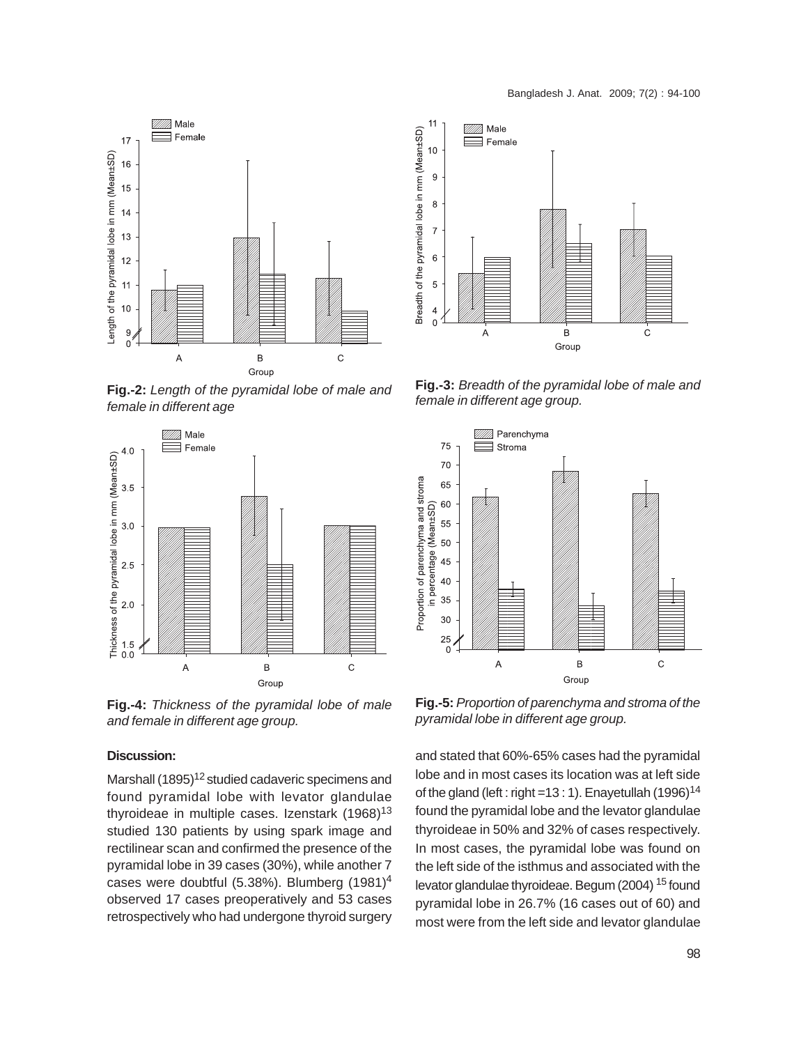**Fig.-2:** *Length of the pyramidal lobe of male and female in different age*

**Fig.-3:** *Breadth of the pyramidal lobe of male and female in different age group.*

**Fig.-4:** *Thickness of the pyramidal lobe of male and female in different age group.*

**Fig.-5:** *Proportion of parenchyma and stroma of the pyramidal lobe in different age group.*

### Discussion:

Marshall (1895)[12] studied cadaveric specimens and found pyramidal lobe with levator glandulae thyroideae in multiple cases. Izenstark (1968)[13] studied 130 patients by using spark image and rectilinear scan and confirmed the presence of the pyramidal lobe in 39 cases (30%), while another 7 cases were doubtful (5.38%). Blumberg (1981)[4] observed 17 cases preoperatively and 53 cases retrospectively who had undergone thyroid surgery and stated that 60%-65% cases had the pyramidal lobe and in most cases its location was at left side of the gland (left : right =13 : 1). Enayetullah (1996)[14] found the pyramidal lobe and the levator glandulae thyroideae in 50% and 32% of cases respectively. In most cases, the pyramidal lobe was found on the left side of the isthmus and associated with the levator glandulae thyroideae. Begum (2004) [15] found pyramidal lobe in 26.7% (16 cases out of 60) and most were from the left side and levator glandulae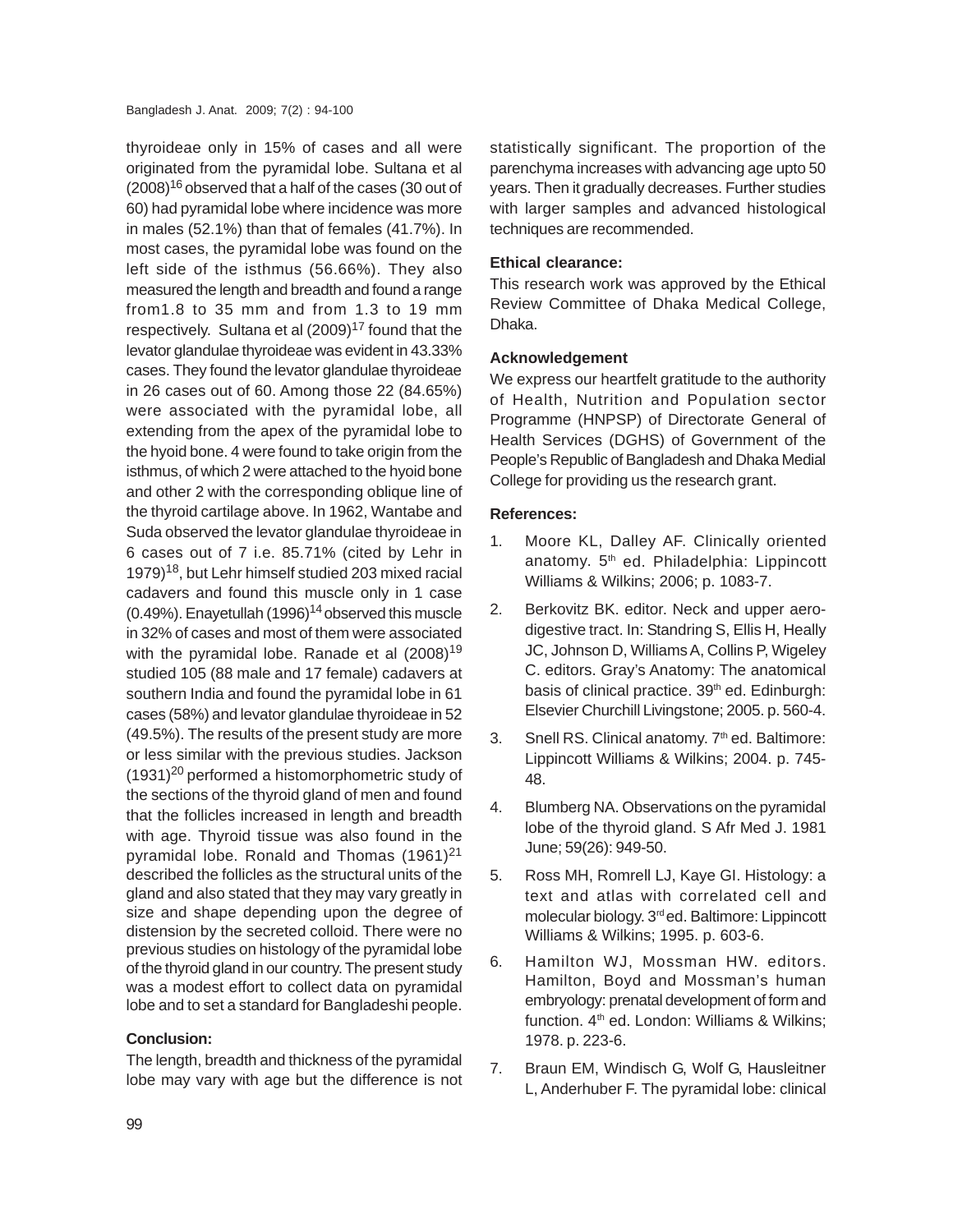thyroideae only in 15% of cases and all were originated from the pyramidal lobe. Sultana et al (2008)[16] observed that a half of the cases (30 out of 60) had pyramidal lobe where incidence was more in males (52.1%) than that of females (41.7%). In most cases, the pyramidal lobe was found on the left side of the isthmus (56.66%). They also measured the length and breadth and found a range from1.8 to 35 mm and from 1.3 to 19 mm respectively. Sultana et al (2009)[17] found that the levator glandulae thyroideae was evident in 43.33% cases. They found the levator glandulae thyroideae in 26 cases out of 60. Among those 22 (84.65%) were associated with the pyramidal lobe, all extending from the apex of the pyramidal lobe to the hyoid bone. 4 were found to take origin from the isthmus, of which 2 were attached to the hyoid bone and other 2 with the corresponding oblique line of the thyroid cartilage above. In 1962, Wantabe and Suda observed the levator glandulae thyroideae in 6 cases out of 7 i.e. 85.71% (cited by Lehr in 1979)[18], but Lehr himself studied 203 mixed racial cadavers and found this muscle only in 1 case (0.49%). Enayetullah (1996)[14] observed this muscle in 32% of cases and most of them were associated with the pyramidal lobe. Ranade et al (2008)[19] studied 105 (88 male and 17 female) cadavers at southern India and found the pyramidal lobe in 61 cases (58%) and levator glandulae thyroideae in 52 (49.5%). The results of the present study are more or less similar with the previous studies. Jackson (1931)[20] performed a histomorphometric study of the sections of the thyroid gland of men and found that the follicles increased in length and breadth with age. Thyroid tissue was also found in the pyramidal lobe. Ronald and Thomas (1961)[21] described the follicles as the structural units of the gland and also stated that they may vary greatly in size and shape depending upon the degree of distension by the secreted colloid. There were no previous studies on histology of the pyramidal lobe of the thyroid gland in our country. The present study was a modest effort to collect data on pyramidal lobe and to set a standard for Bangladeshi people.

**Conclusion:**

The length, breadth and thickness of the pyramidal lobe may vary with age but the difference is not statistically significant. The proportion of the parenchyma increases with advancing age upto 50 years. Then it gradually decreases. Further studies with larger samples and advanced histological techniques are recommended.

**Ethical clearance:**

This research work was approved by the Ethical Review Committee of Dhaka Medical College, Dhaka.

**Acknowledgement**

We express our heartfelt gratitude to the authority of Health, Nutrition and Population sector Programme (HNPSP) of Directorate General of Health Services (DGHS) of Government of the People's Republic of Bangladesh and Dhaka Medial College for providing us the research grant.

**References:**

1. Moore KL, Dalley AF. Clinically oriented anatomy. 5th ed. Philadelphia: Lippincott Williams & Wilkins; 2006; p. 1083-7.
2. Berkovitz BK. editor. Neck and upper aero-digestive tract. In: Standring S, Ellis H, Heally JC, Johnson D, Williams A, Collins P, Wigeley C. editors. Gray's Anatomy: The anatomical basis of clinical practice. 39th ed. Edinburgh: Elsevier Churchill Livingstone; 2005. p. 560-4.
3. Snell RS. Clinical anatomy. 7th ed. Baltimore: Lippincott Williams & Wilkins; 2004. p. 745-48.
4. Blumberg NA. Observations on the pyramidal lobe of the thyroid gland. S Afr Med J. 1981 June; 59(26): 949-50.
5. Ross MH, Romrell LJ, Kaye GI. Histology: a text and atlas with correlated cell and molecular biology. 3rd ed. Baltimore: Lippincott Williams & Wilkins; 1995. p. 603-6.
6. Hamilton WJ, Mossman HW. editors. Hamilton, Boyd and Mossman's human embryology: prenatal development of form and function. 4th ed. London: Williams & Wilkins; 1978. p. 223-6.
7. Braun EM, Windisch G, Wolf G, Hausleitner L, Anderhuber F. The pyramidal lobe: clinical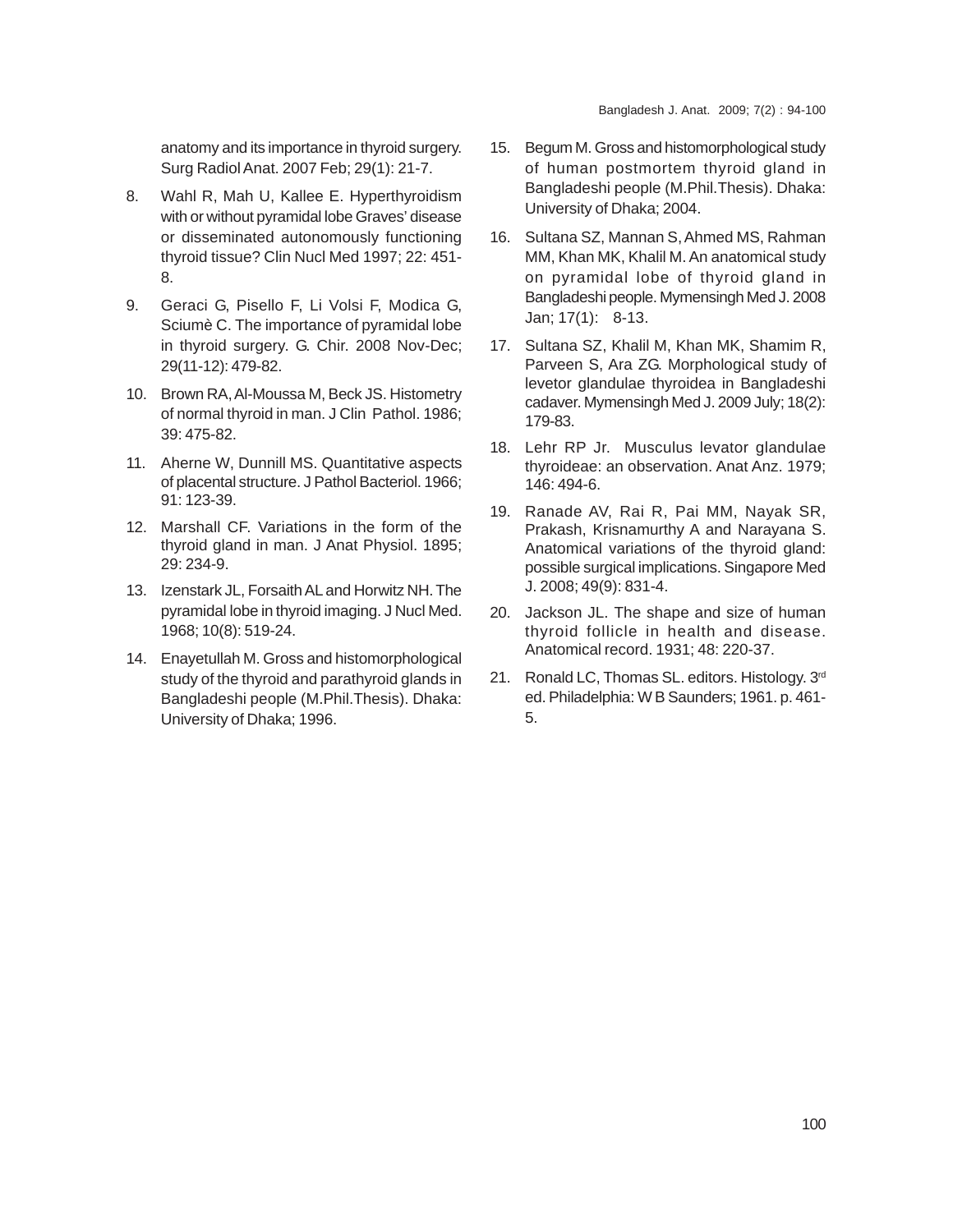anatomy and its importance in thyroid surgery. Surg Radiol Anat. 2007 Feb; 29(1): 21-7.

8. Wahl R, Mah U, Kallee E. Hyperthyroidism with or without pyramidal lobe Graves' disease or disseminated autonomously functioning thyroid tissue? Clin Nucl Med 1997; 22: 451-8.

9. Geraci G, Pisello F, Li Volsi F, Modica G, Sciumè C. The importance of pyramidal lobe in thyroid surgery. G. Chir. 2008 Nov-Dec; 29(11-12): 479-82.

10. Brown RA, Al-Moussa M, Beck JS. Histometry of normal thyroid in man. J Clin Pathol. 1986; 39: 475-82.

11. Aherne W, Dunnill MS. Quantitative aspects of placental structure. J Pathol Bacteriol. 1966; 91: 123-39.

12. Marshall CF. Variations in the form of the thyroid gland in man. J Anat Physiol. 1895; 29: 234-9.

13. Izenstark JL, Forsaith AL and Horwitz NH. The pyramidal lobe in thyroid imaging. J Nucl Med. 1968; 10(8): 519-24.

14. Enayetullah M. Gross and histomorphological study of the thyroid and parathyroid glands in Bangladeshi people (M.Phil.Thesis). Dhaka: University of Dhaka; 1996.

15. Begum M. Gross and histomorphological study of human postmortem thyroid gland in Bangladeshi people (M.Phil.Thesis). Dhaka: University of Dhaka; 2004.

16. Sultana SZ, Mannan S, Ahmed MS, Rahman MM, Khan MK, Khalil M. An anatomical study on pyramidal lobe of thyroid gland in Bangladeshi people. Mymensingh Med J. 2008 Jan; 17(1): 8-13.

17. Sultana SZ, Khalil M, Khan MK, Shamim R, Parveen S, Ara ZG. Morphological study of levetor glandulae thyroidea in Bangladeshi cadaver. Mymensingh Med J. 2009 July; 18(2): 179-83.

18. Lehr RP Jr. Musculus levator glandulae thyroideae: an observation. Anat Anz. 1979; 146: 494-6.

19. Ranade AV, Rai R, Pai MM, Nayak SR, Prakash, Krisnamurthy A and Narayana S. Anatomical variations of the thyroid gland: possible surgical implications. Singapore Med J. 2008; 49(9): 831-4.

20. Jackson JL. The shape and size of human thyroid follicle in health and disease. Anatomical record. 1931; 48: 220-37.

21. Ronald LC, Thomas SL. editors. Histology. 3rd ed. Philadelphia: W B Saunders; 1961. p. 461-5.